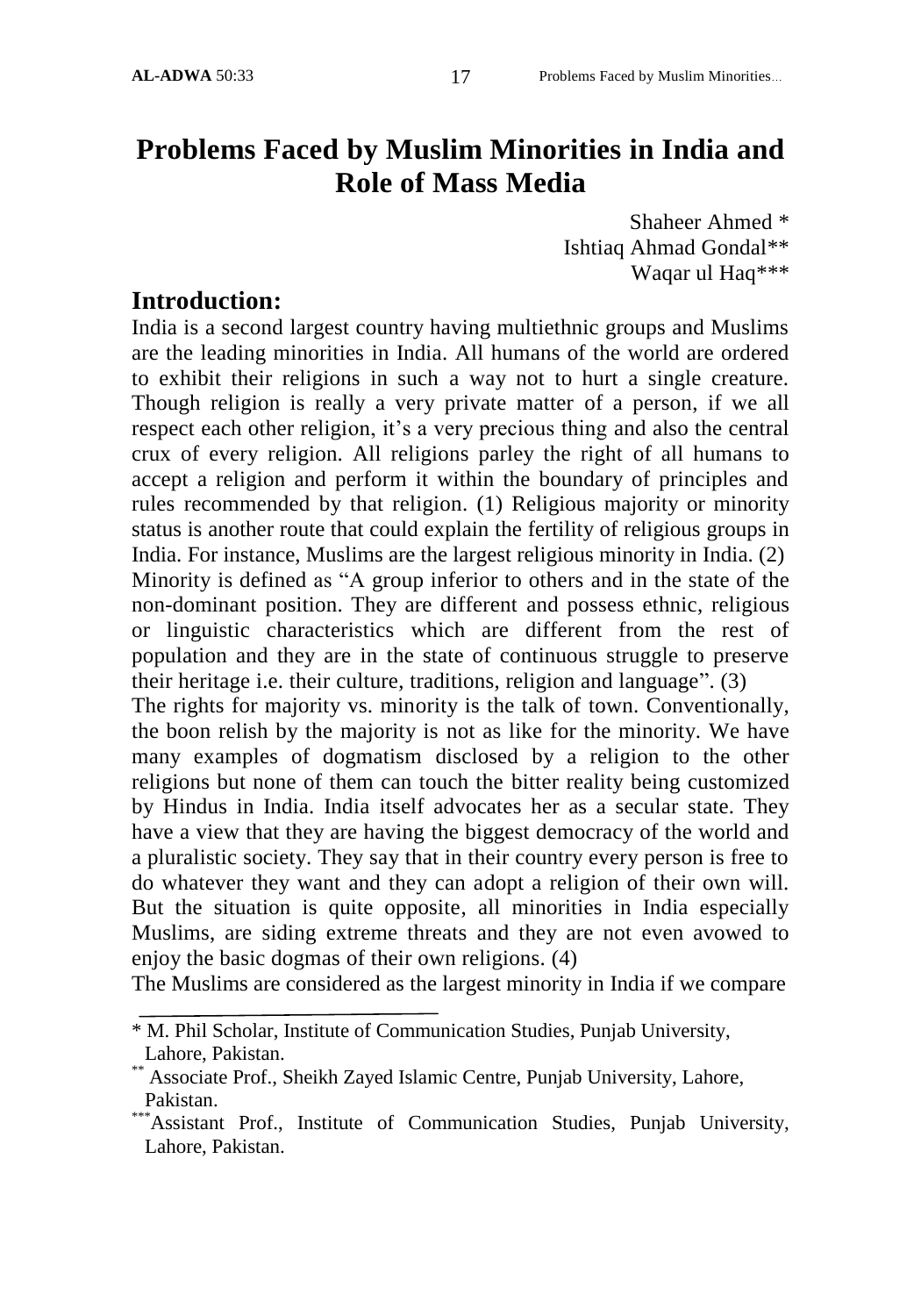# Problems Faced by Muslim Minorities in India and Role of Mass Media

Shaheer Ahmed *
Ishtiaq Ahmad Gondal**
Waqar ul Haq***

## Introduction:

India is a second largest country having multiethnic groups and Muslims are the leading minorities in India. All humans of the world are ordered to exhibit their religions in such a way not to hurt a single creature. Though religion is really a very private matter of a person, if we all respect each other religion, it's a very precious thing and also the central crux of every religion. All religions parley the right of all humans to accept a religion and perform it within the boundary of principles and rules recommended by that religion. (1) Religious majority or minority status is another route that could explain the fertility of religious groups in India. For instance, Muslims are the largest religious minority in India. (2) Minority is defined as "A group inferior to others and in the state of the non-dominant position. They are different and possess ethnic, religious or linguistic characteristics which are different from the rest of population and they are in the state of continuous struggle to preserve their heritage i.e. their culture, traditions, religion and language". (3)

The rights for majority vs. minority is the talk of town. Conventionally, the boon relish by the majority is not as like for the minority. We have many examples of dogmatism disclosed by a religion to the other religions but none of them can touch the bitter reality being customized by Hindus in India. India itself advocates her as a secular state. They have a view that they are having the biggest democracy of the world and a pluralistic society. They say that in their country every person is free to do whatever they want and they can adopt a religion of their own will. But the situation is quite opposite, all minorities in India especially Muslims, are siding extreme threats and they are not even avowed to enjoy the basic dogmas of their own religions. (4)

The Muslims are considered as the largest minority in India if we compare

---

\* M. Phil Scholar, Institute of Communication Studies, Punjab University, Lahore, Pakistan.

** Associate Prof., Sheikh Zayed Islamic Centre, Punjab University, Lahore, Pakistan.

*** Assistant Prof., Institute of Communication Studies, Punjab University, Lahore, Pakistan.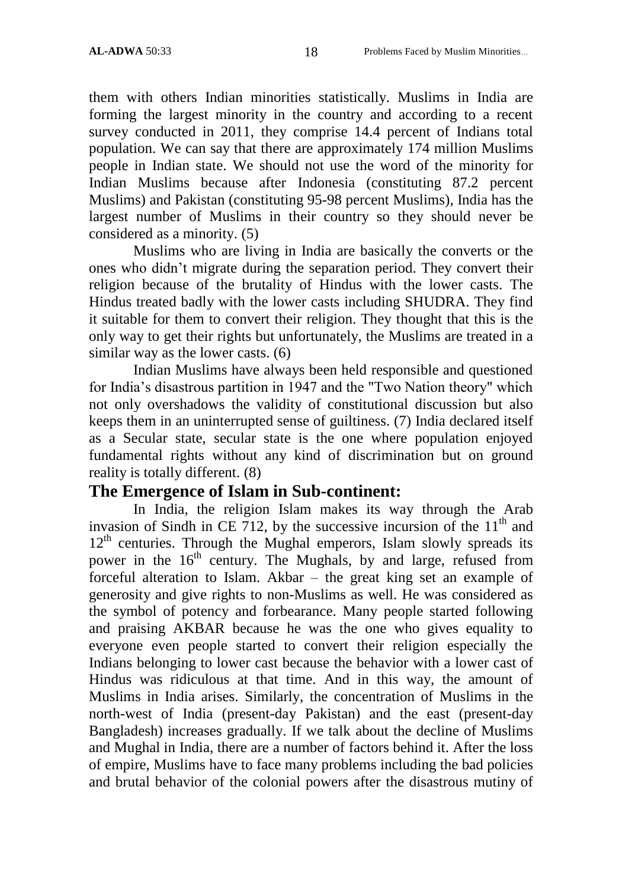them with others Indian minorities statistically. Muslims in India are forming the largest minority in the country and according to a recent survey conducted in 2011, they comprise 14.4 percent of Indians total population. We can say that there are approximately 174 million Muslims people in Indian state. We should not use the word of the minority for Indian Muslims because after Indonesia (constituting 87.2 percent Muslims) and Pakistan (constituting 95-98 percent Muslims), India has the largest number of Muslims in their country so they should never be considered as a minority. (5)

Muslims who are living in India are basically the converts or the ones who didn't migrate during the separation period. They convert their religion because of the brutality of Hindus with the lower casts. The Hindus treated badly with the lower casts including SHUDRA. They find it suitable for them to convert their religion. They thought that this is the only way to get their rights but unfortunately, the Muslims are treated in a similar way as the lower casts. (6)

Indian Muslims have always been held responsible and questioned for India's disastrous partition in 1947 and the "Two Nation theory" which not only overshadows the validity of constitutional discussion but also keeps them in an uninterrupted sense of guiltiness. (7) India declared itself as a Secular state, secular state is the one where population enjoyed fundamental rights without any kind of discrimination but on ground reality is totally different. (8)

## The Emergence of Islam in Sub-continent:

In India, the religion Islam makes its way through the Arab invasion of Sindh in CE 712, by the successive incursion of the 11th and 12th centuries. Through the Mughal emperors, Islam slowly spreads its power in the 16th century. The Mughals, by and large, refused from forceful alteration to Islam. Akbar – the great king set an example of generosity and give rights to non-Muslims as well. He was considered as the symbol of potency and forbearance. Many people started following and praising AKBAR because he was the one who gives equality to everyone even people started to convert their religion especially the Indians belonging to lower cast because the behavior with a lower cast of Hindus was ridiculous at that time. And in this way, the amount of Muslims in India arises. Similarly, the concentration of Muslims in the north-west of India (present-day Pakistan) and the east (present-day Bangladesh) increases gradually. If we talk about the decline of Muslims and Mughal in India, there are a number of factors behind it. After the loss of empire, Muslims have to face many problems including the bad policies and brutal behavior of the colonial powers after the disastrous mutiny of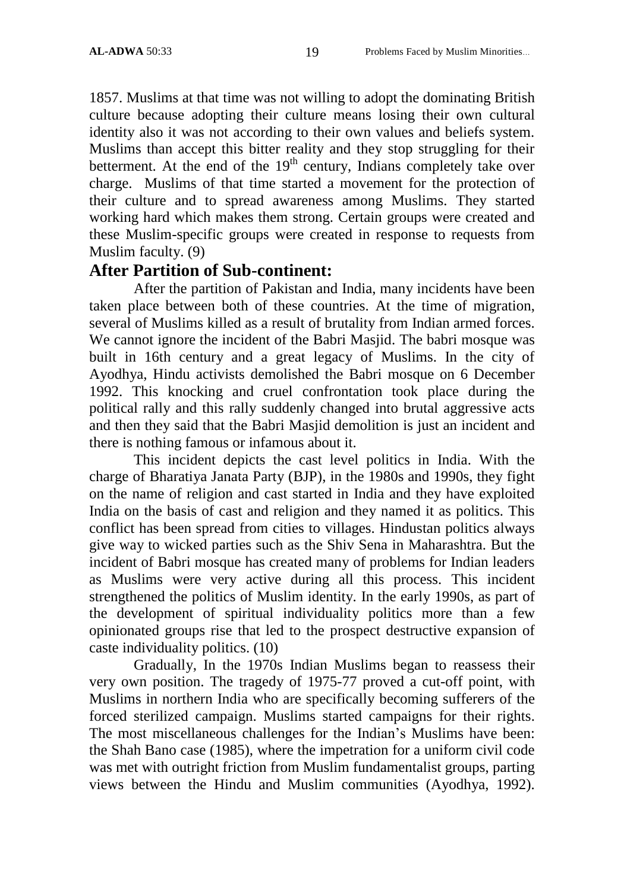1857. Muslims at that time was not willing to adopt the dominating British culture because adopting their culture means losing their own cultural identity also it was not according to their own values and beliefs system. Muslims than accept this bitter reality and they stop struggling for their betterment. At the end of the 19th century, Indians completely take over charge. Muslims of that time started a movement for the protection of their culture and to spread awareness among Muslims. They started working hard which makes them strong. Certain groups were created and these Muslim-specific groups were created in response to requests from Muslim faculty. (9)

## After Partition of Sub-continent:

After the partition of Pakistan and India, many incidents have been taken place between both of these countries. At the time of migration, several of Muslims killed as a result of brutality from Indian armed forces. We cannot ignore the incident of the Babri Masjid. The babri mosque was built in 16th century and a great legacy of Muslims. In the city of Ayodhya, Hindu activists demolished the Babri mosque on 6 December 1992. This knocking and cruel confrontation took place during the political rally and this rally suddenly changed into brutal aggressive acts and then they said that the Babri Masjid demolition is just an incident and there is nothing famous or infamous about it.

This incident depicts the cast level politics in India. With the charge of Bharatiya Janata Party (BJP), in the 1980s and 1990s, they fight on the name of religion and cast started in India and they have exploited India on the basis of cast and religion and they named it as politics. This conflict has been spread from cities to villages. Hindustan politics always give way to wicked parties such as the Shiv Sena in Maharashtra. But the incident of Babri mosque has created many of problems for Indian leaders as Muslims were very active during all this process. This incident strengthened the politics of Muslim identity. In the early 1990s, as part of the development of spiritual individuality politics more than a few opinionated groups rise that led to the prospect destructive expansion of caste individuality politics. (10)

Gradually, In the 1970s Indian Muslims began to reassess their very own position. The tragedy of 1975-77 proved a cut-off point, with Muslims in northern India who are specifically becoming sufferers of the forced sterilized campaign. Muslims started campaigns for their rights. The most miscellaneous challenges for the Indian's Muslims have been: the Shah Bano case (1985), where the impetration for a uniform civil code was met with outright friction from Muslim fundamentalist groups, parting views between the Hindu and Muslim communities (Ayodhya, 1992).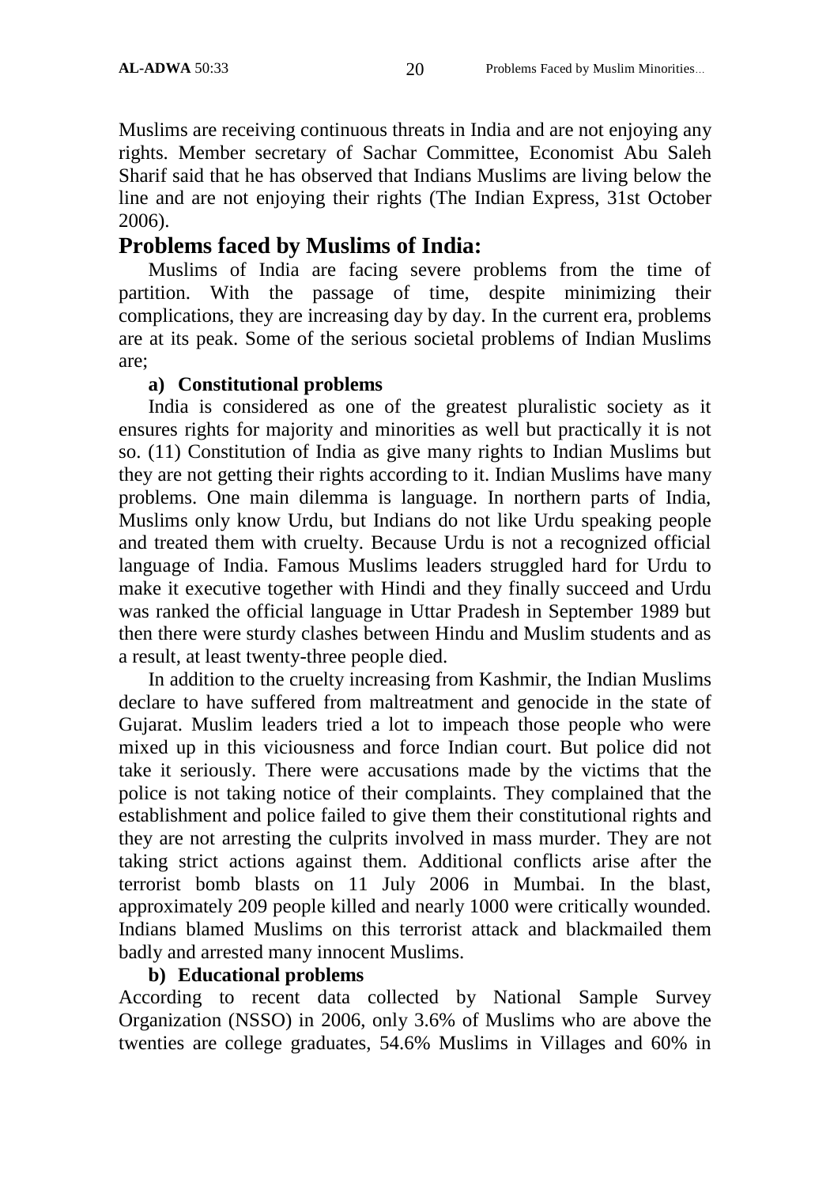Muslims are receiving continuous threats in India and are not enjoying any rights. Member secretary of Sachar Committee, Economist Abu Saleh Sharif said that he has observed that Indians Muslims are living below the line and are not enjoying their rights (The Indian Express, 31st October 2006).

## Problems faced by Muslims of India:

Muslims of India are facing severe problems from the time of partition. With the passage of time, despite minimizing their complications, they are increasing day by day. In the current era, problems are at its peak. Some of the serious societal problems of Indian Muslims are;

### a) Constitutional problems

India is considered as one of the greatest pluralistic society as it ensures rights for majority and minorities as well but practically it is not so. (11) Constitution of India as give many rights to Indian Muslims but they are not getting their rights according to it. Indian Muslims have many problems. One main dilemma is language. In northern parts of India, Muslims only know Urdu, but Indians do not like Urdu speaking people and treated them with cruelty. Because Urdu is not a recognized official language of India. Famous Muslims leaders struggled hard for Urdu to make it executive together with Hindi and they finally succeed and Urdu was ranked the official language in Uttar Pradesh in September 1989 but then there were sturdy clashes between Hindu and Muslim students and as a result, at least twenty-three people died.

In addition to the cruelty increasing from Kashmir, the Indian Muslims declare to have suffered from maltreatment and genocide in the state of Gujarat. Muslim leaders tried a lot to impeach those people who were mixed up in this viciousness and force Indian court. But police did not take it seriously. There were accusations made by the victims that the police is not taking notice of their complaints. They complained that the establishment and police failed to give them their constitutional rights and they are not arresting the culprits involved in mass murder. They are not taking strict actions against them. Additional conflicts arise after the terrorist bomb blasts on 11 July 2006 in Mumbai. In the blast, approximately 209 people killed and nearly 1000 were critically wounded. Indians blamed Muslims on this terrorist attack and blackmailed them badly and arrested many innocent Muslims.

### b) Educational problems

According to recent data collected by National Sample Survey Organization (NSSO) in 2006, only 3.6% of Muslims who are above the twenties are college graduates, 54.6% Muslims in Villages and 60% in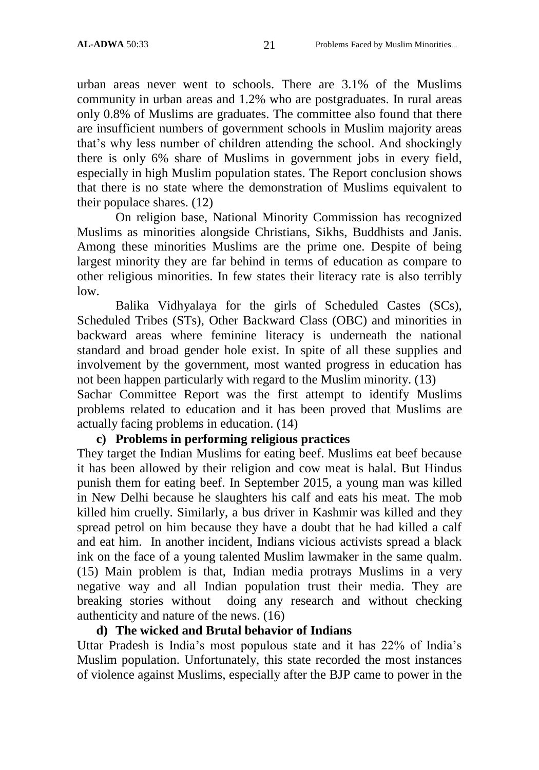urban areas never went to schools. There are 3.1% of the Muslims community in urban areas and 1.2% who are postgraduates. In rural areas only 0.8% of Muslims are graduates. The committee also found that there are insufficient numbers of government schools in Muslim majority areas that's why less number of children attending the school. And shockingly there is only 6% share of Muslims in government jobs in every field, especially in high Muslim population states. The Report conclusion shows that there is no state where the demonstration of Muslims equivalent to their populace shares. (12)

On religion base, National Minority Commission has recognized Muslims as minorities alongside Christians, Sikhs, Buddhists and Janis. Among these minorities Muslims are the prime one. Despite of being largest minority they are far behind in terms of education as compare to other religious minorities. In few states their literacy rate is also terribly low.

Balika Vidhyalaya for the girls of Scheduled Castes (SCs), Scheduled Tribes (STs), Other Backward Class (OBC) and minorities in backward areas where feminine literacy is underneath the national standard and broad gender hole exist. In spite of all these supplies and involvement by the government, most wanted progress in education has not been happen particularly with regard to the Muslim minority. (13)

Sachar Committee Report was the first attempt to identify Muslims problems related to education and it has been proved that Muslims are actually facing problems in education. (14)

**c) Problems in performing religious practices**

They target the Indian Muslims for eating beef. Muslims eat beef because it has been allowed by their religion and cow meat is halal. But Hindus punish them for eating beef. In September 2015, a young man was killed in New Delhi because he slaughters his calf and eats his meat. The mob killed him cruelly. Similarly, a bus driver in Kashmir was killed and they spread petrol on him because they have a doubt that he had killed a calf and eat him. In another incident, Indians vicious activists spread a black ink on the face of a young talented Muslim lawmaker in the same qualm. (15) Main problem is that, Indian media protrays Muslims in a very negative way and all Indian population trust their media. They are breaking stories without doing any research and without checking authenticity and nature of the news. (16)

**d) The wicked and Brutal behavior of Indians**

Uttar Pradesh is India's most populous state and it has 22% of India's Muslim population. Unfortunately, this state recorded the most instances of violence against Muslims, especially after the BJP came to power in the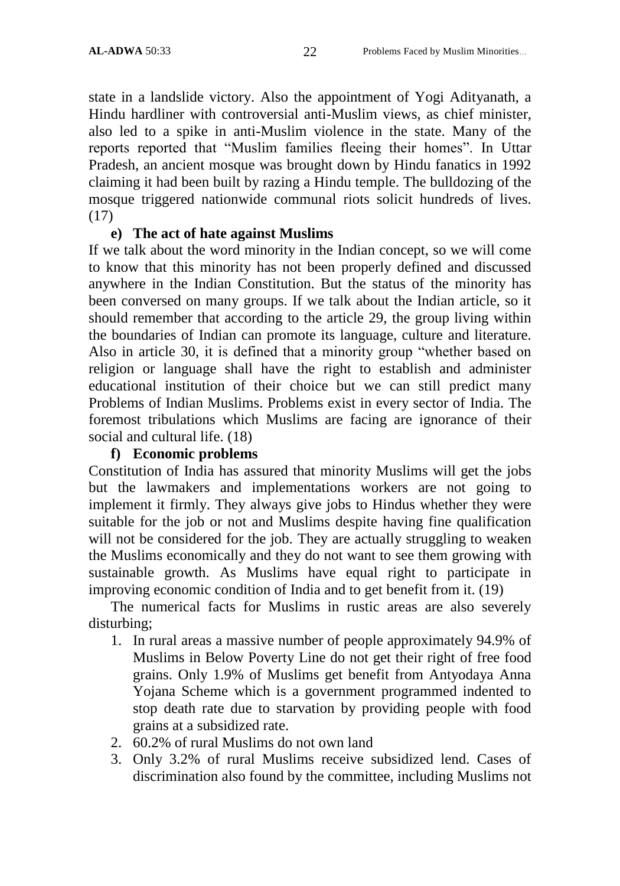state in a landslide victory. Also the appointment of Yogi Adityanath, a Hindu hardliner with controversial anti-Muslim views, as chief minister, also led to a spike in anti-Muslim violence in the state. Many of the reports reported that "Muslim families fleeing their homes". In Uttar Pradesh, an ancient mosque was brought down by Hindu fanatics in 1992 claiming it had been built by razing a Hindu temple. The bulldozing of the mosque triggered nationwide communal riots solicit hundreds of lives. (17)

**e) The act of hate against Muslims**

If we talk about the word minority in the Indian concept, so we will come to know that this minority has not been properly defined and discussed anywhere in the Indian Constitution. But the status of the minority has been conversed on many groups. If we talk about the Indian article, so it should remember that according to the article 29, the group living within the boundaries of Indian can promote its language, culture and literature. Also in article 30, it is defined that a minority group "whether based on religion or language shall have the right to establish and administer educational institution of their choice but we can still predict many Problems of Indian Muslims. Problems exist in every sector of India. The foremost tribulations which Muslims are facing are ignorance of their social and cultural life. (18)

**f) Economic problems**

Constitution of India has assured that minority Muslims will get the jobs but the lawmakers and implementations workers are not going to implement it firmly. They always give jobs to Hindus whether they were suitable for the job or not and Muslims despite having fine qualification will not be considered for the job. They are actually struggling to weaken the Muslims economically and they do not want to see them growing with sustainable growth. As Muslims have equal right to participate in improving economic condition of India and to get benefit from it. (19)

The numerical facts for Muslims in rustic areas are also severely disturbing;

1. In rural areas a massive number of people approximately 94.9% of Muslims in Below Poverty Line do not get their right of free food grains. Only 1.9% of Muslims get benefit from Antyodaya Anna Yojana Scheme which is a government programmed indented to stop death rate due to starvation by providing people with food grains at a subsidized rate.
2. 60.2% of rural Muslims do not own land
3. Only 3.2% of rural Muslims receive subsidized lend. Cases of discrimination also found by the committee, including Muslims not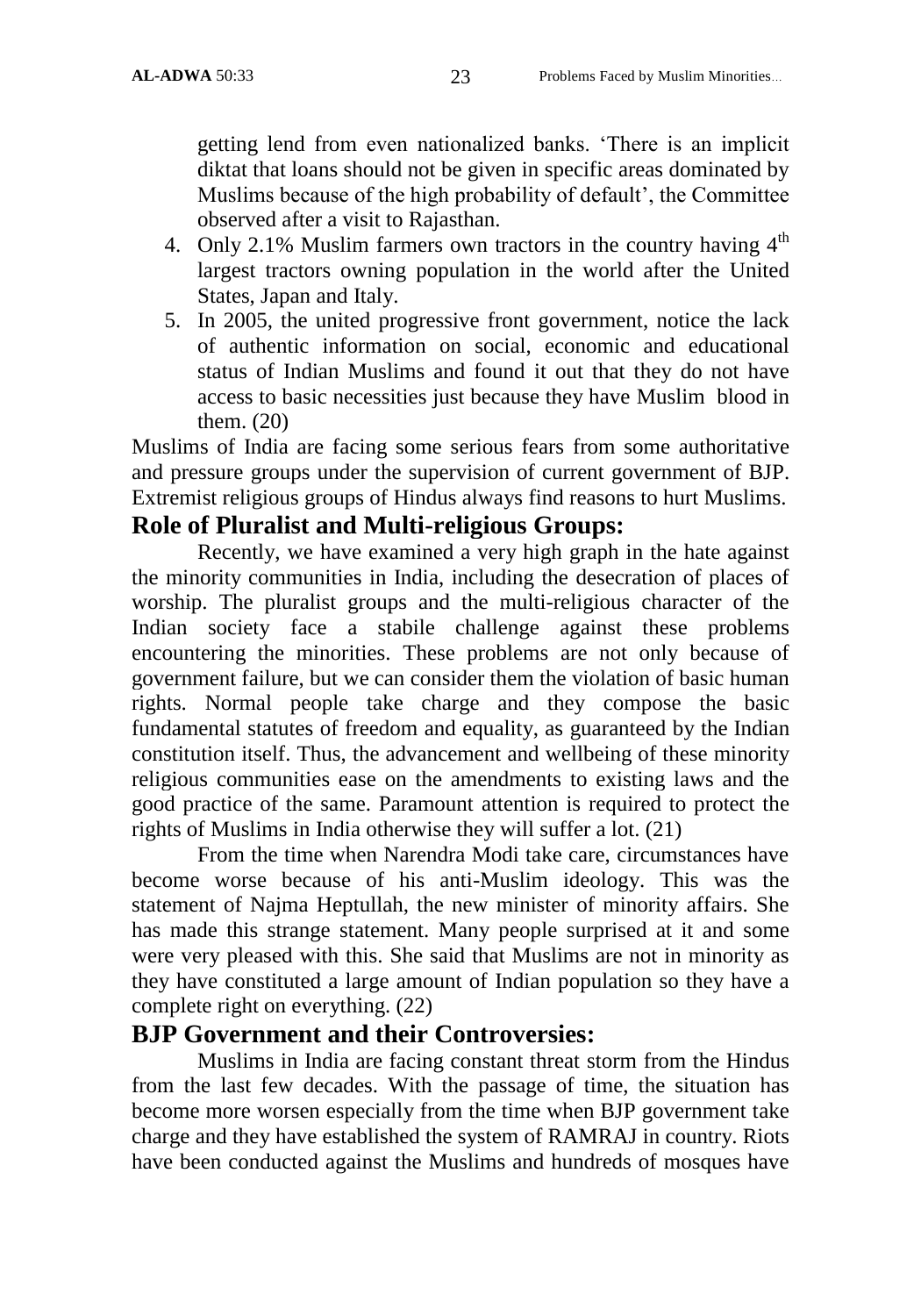getting lend from even nationalized banks. 'There is an implicit diktat that loans should not be given in specific areas dominated by Muslims because of the high probability of default', the Committee observed after a visit to Rajasthan.

4. Only 2.1% Muslim farmers own tractors in the country having 4th largest tractors owning population in the world after the United States, Japan and Italy.
5. In 2005, the united progressive front government, notice the lack of authentic information on social, economic and educational status of Indian Muslims and found it out that they do not have access to basic necessities just because they have Muslim blood in them. (20)

Muslims of India are facing some serious fears from some authoritative and pressure groups under the supervision of current government of BJP. Extremist religious groups of Hindus always find reasons to hurt Muslims.

## Role of Pluralist and Multi-religious Groups:

Recently, we have examined a very high graph in the hate against the minority communities in India, including the desecration of places of worship. The pluralist groups and the multi-religious character of the Indian society face a stabile challenge against these problems encountering the minorities. These problems are not only because of government failure, but we can consider them the violation of basic human rights. Normal people take charge and they compose the basic fundamental statutes of freedom and equality, as guaranteed by the Indian constitution itself. Thus, the advancement and wellbeing of these minority religious communities ease on the amendments to existing laws and the good practice of the same. Paramount attention is required to protect the rights of Muslims in India otherwise they will suffer a lot. (21)

From the time when Narendra Modi take care, circumstances have become worse because of his anti-Muslim ideology. This was the statement of Najma Heptullah, the new minister of minority affairs. She has made this strange statement. Many people surprised at it and some were very pleased with this. She said that Muslims are not in minority as they have constituted a large amount of Indian population so they have a complete right on everything. (22)

## BJP Government and their Controversies:

Muslims in India are facing constant threat storm from the Hindus from the last few decades. With the passage of time, the situation has become more worsen especially from the time when BJP government take charge and they have established the system of RAMRAJ in country. Riots have been conducted against the Muslims and hundreds of mosques have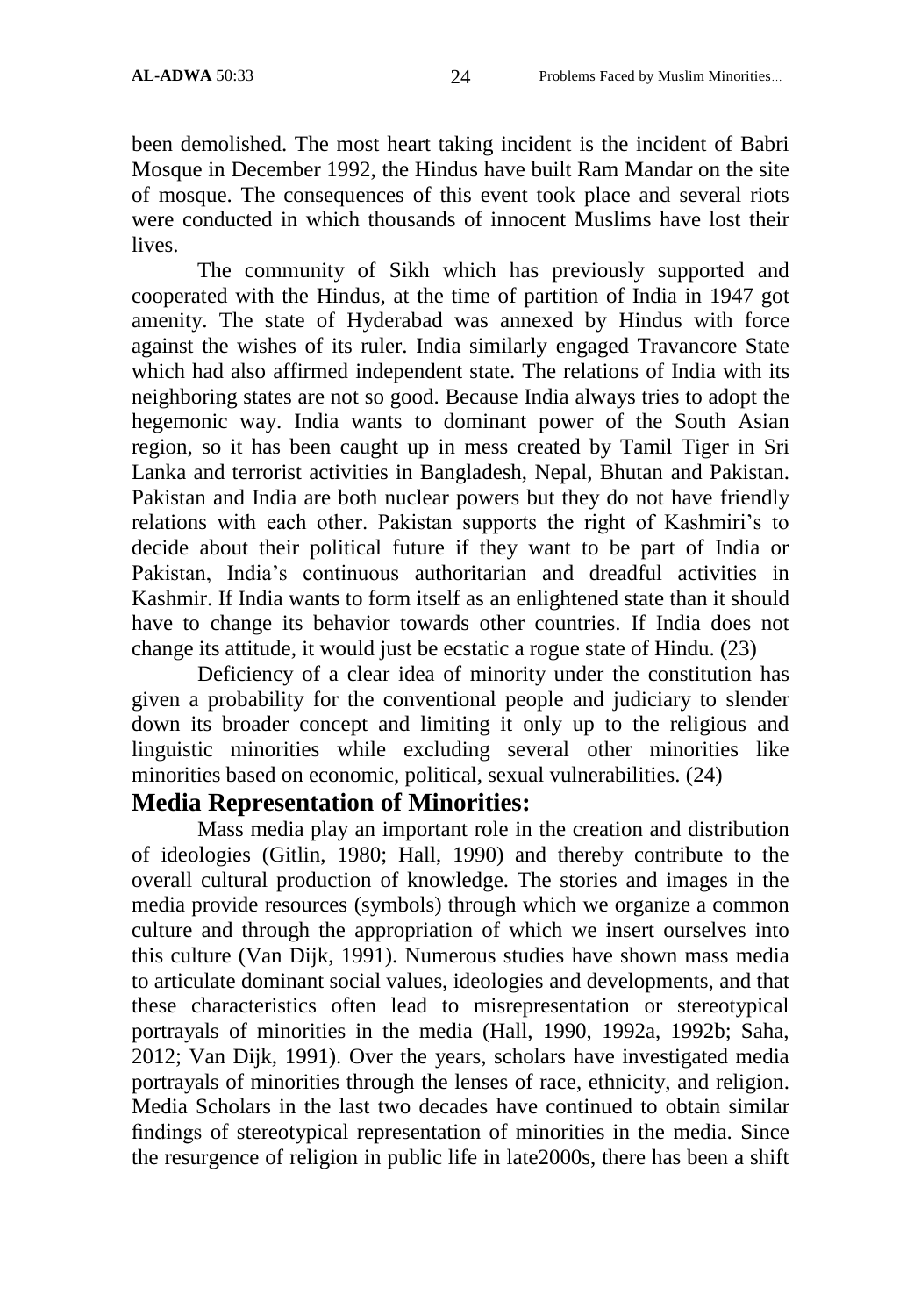been demolished. The most heart taking incident is the incident of Babri Mosque in December 1992, the Hindus have built Ram Mandar on the site of mosque. The consequences of this event took place and several riots were conducted in which thousands of innocent Muslims have lost their lives.

The community of Sikh which has previously supported and cooperated with the Hindus, at the time of partition of India in 1947 got amenity. The state of Hyderabad was annexed by Hindus with force against the wishes of its ruler. India similarly engaged Travancore State which had also affirmed independent state. The relations of India with its neighboring states are not so good. Because India always tries to adopt the hegemonic way. India wants to dominant power of the South Asian region, so it has been caught up in mess created by Tamil Tiger in Sri Lanka and terrorist activities in Bangladesh, Nepal, Bhutan and Pakistan. Pakistan and India are both nuclear powers but they do not have friendly relations with each other. Pakistan supports the right of Kashmiri's to decide about their political future if they want to be part of India or Pakistan, India's continuous authoritarian and dreadful activities in Kashmir. If India wants to form itself as an enlightened state than it should have to change its behavior towards other countries. If India does not change its attitude, it would just be ecstatic a rogue state of Hindu. (23)

Deficiency of a clear idea of minority under the constitution has given a probability for the conventional people and judiciary to slender down its broader concept and limiting it only up to the religious and linguistic minorities while excluding several other minorities like minorities based on economic, political, sexual vulnerabilities. (24)

## Media Representation of Minorities:

Mass media play an important role in the creation and distribution of ideologies (Gitlin, 1980; Hall, 1990) and thereby contribute to the overall cultural production of knowledge. The stories and images in the media provide resources (symbols) through which we organize a common culture and through the appropriation of which we insert ourselves into this culture (Van Dijk, 1991). Numerous studies have shown mass media to articulate dominant social values, ideologies and developments, and that these characteristics often lead to misrepresentation or stereotypical portrayals of minorities in the media (Hall, 1990, 1992a, 1992b; Saha, 2012; Van Dijk, 1991). Over the years, scholars have investigated media portrayals of minorities through the lenses of race, ethnicity, and religion. Media Scholars in the last two decades have continued to obtain similar findings of stereotypical representation of minorities in the media. Since the resurgence of religion in public life in late2000s, there has been a shift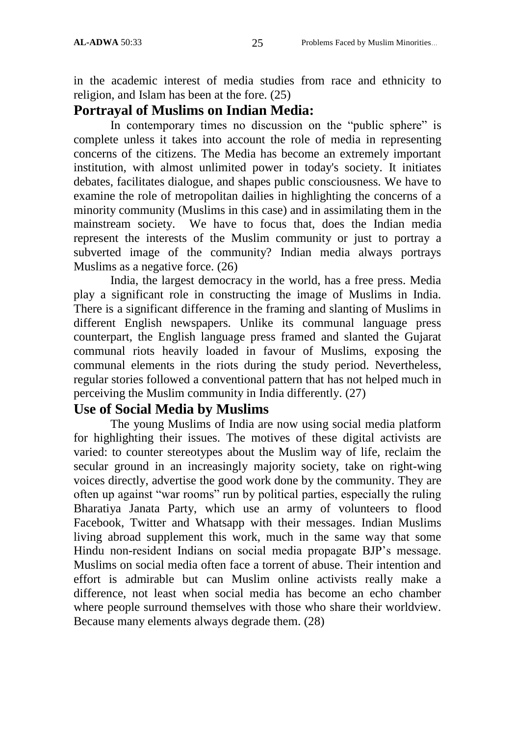in the academic interest of media studies from race and ethnicity to religion, and Islam has been at the fore. (25)

## Portrayal of Muslims on Indian Media:

In contemporary times no discussion on the "public sphere" is complete unless it takes into account the role of media in representing concerns of the citizens. The Media has become an extremely important institution, with almost unlimited power in today's society. It initiates debates, facilitates dialogue, and shapes public consciousness. We have to examine the role of metropolitan dailies in highlighting the concerns of a minority community (Muslims in this case) and in assimilating them in the mainstream society. We have to focus that, does the Indian media represent the interests of the Muslim community or just to portray a subverted image of the community? Indian media always portrays Muslims as a negative force. (26)

India, the largest democracy in the world, has a free press. Media play a significant role in constructing the image of Muslims in India. There is a significant difference in the framing and slanting of Muslims in different English newspapers. Unlike its communal language press counterpart, the English language press framed and slanted the Gujarat communal riots heavily loaded in favour of Muslims, exposing the communal elements in the riots during the study period. Nevertheless, regular stories followed a conventional pattern that has not helped much in perceiving the Muslim community in India differently. (27)

## Use of Social Media by Muslims

The young Muslims of India are now using social media platform for highlighting their issues. The motives of these digital activists are varied: to counter stereotypes about the Muslim way of life, reclaim the secular ground in an increasingly majority society, take on right-wing voices directly, advertise the good work done by the community. They are often up against "war rooms" run by political parties, especially the ruling Bharatiya Janata Party, which use an army of volunteers to flood Facebook, Twitter and Whatsapp with their messages. Indian Muslims living abroad supplement this work, much in the same way that some Hindu non-resident Indians on social media propagate BJP's message. Muslims on social media often face a torrent of abuse. Their intention and effort is admirable but can Muslim online activists really make a difference, not least when social media has become an echo chamber where people surround themselves with those who share their worldview. Because many elements always degrade them. (28)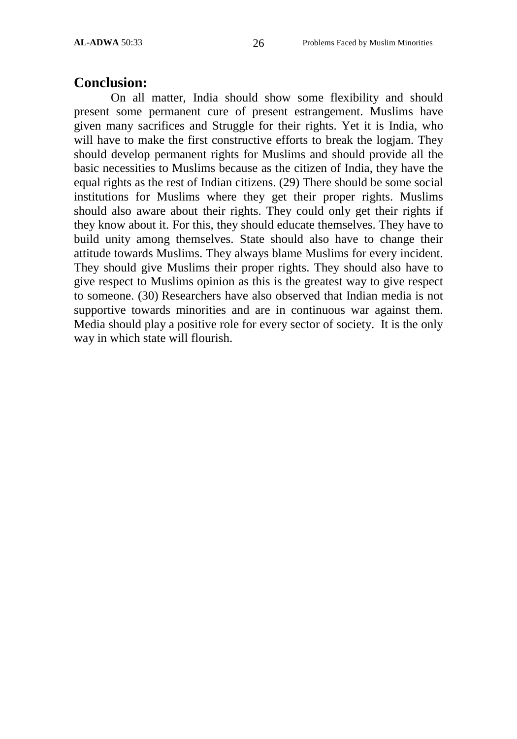## Conclusion:

On all matter, India should show some flexibility and should present some permanent cure of present estrangement. Muslims have given many sacrifices and Struggle for their rights. Yet it is India, who will have to make the first constructive efforts to break the logjam. They should develop permanent rights for Muslims and should provide all the basic necessities to Muslims because as the citizen of India, they have the equal rights as the rest of Indian citizens. (29) There should be some social institutions for Muslims where they get their proper rights. Muslims should also aware about their rights. They could only get their rights if they know about it. For this, they should educate themselves. They have to build unity among themselves. State should also have to change their attitude towards Muslims. They always blame Muslims for every incident. They should give Muslims their proper rights. They should also have to give respect to Muslims opinion as this is the greatest way to give respect to someone. (30) Researchers have also observed that Indian media is not supportive towards minorities and are in continuous war against them. Media should play a positive role for every sector of society. It is the only way in which state will flourish.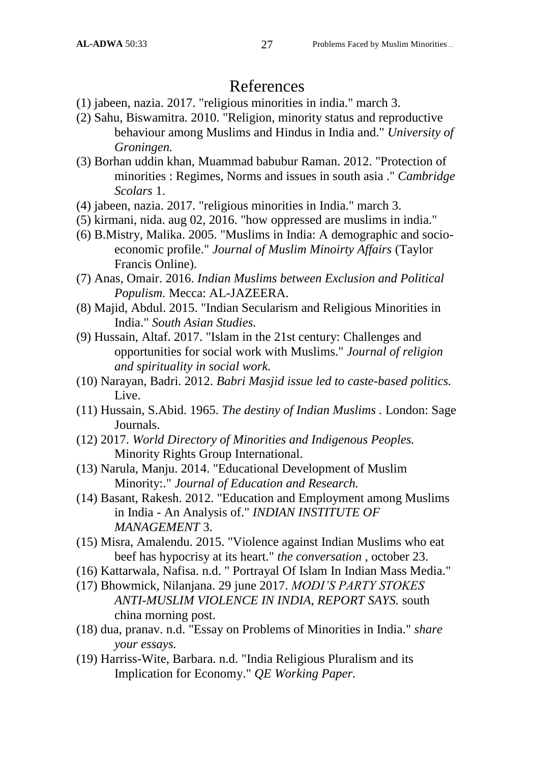# References

(1) jabeen, nazia. 2017. "religious minorities in india." march 3.

(2) Sahu, Biswamitra. 2010. "Religion, minority status and reproductive behaviour among Muslims and Hindus in India and." *University of Groningen.*

(3) Borhan uddin khan, Muammad babubur Raman. 2012. "Protection of minorities : Regimes, Norms and issues in south asia ." *Cambridge Scolars* 1.

(4) jabeen, nazia. 2017. "religious minorities in India." march 3.

(5) kirmani, nida. aug 02, 2016. "how oppressed are muslims in india."

(6) B.Mistry, Malika. 2005. "Muslims in India: A demographic and socio-economic profile." *Journal of Muslim Minoirty Affairs* (Taylor Francis Online).

(7) Anas, Omair. 2016. *Indian Muslims between Exclusion and Political Populism.* Mecca: AL-JAZEERA.

(8) Majid, Abdul. 2015. "Indian Secularism and Religious Minorities in India." *South Asian Studies.*

(9) Hussain, Altaf. 2017. "Islam in the 21st century: Challenges and opportunities for social work with Muslims." *Journal of religion and spirituality in social work.*

(10) Narayan, Badri. 2012. *Babri Masjid issue led to caste-based politics.* Live.

(11) Hussain, S.Abid. 1965. *The destiny of Indian Muslims .* London: Sage Journals.

(12) 2017. *World Directory of Minorities and Indigenous Peoples.* Minority Rights Group International.

(13) Narula, Manju. 2014. "Educational Development of Muslim Minority:." *Journal of Education and Research.*

(14) Basant, Rakesh. 2012. "Education and Employment among Muslims in India - An Analysis of." *INDIAN INSTITUTE OF MANAGEMENT* 3.

(15) Misra, Amalendu. 2015. "Violence against Indian Muslims who eat beef has hypocrisy at its heart." *the conversation* , october 23.

(16) Kattarwala, Nafisa. n.d. " Portrayal Of Islam In Indian Mass Media."

(17) Bhowmick, Nilanjana. 29 june 2017. *MODI'S PARTY STOKES ANTI-MUSLIM VIOLENCE IN INDIA, REPORT SAYS.* south china morning post.

(18) dua, pranav. n.d. "Essay on Problems of Minorities in India." *share your essays.*

(19) Harriss-Wite, Barbara. n.d. "India Religious Pluralism and its Implication for Economy." *QE Working Paper.*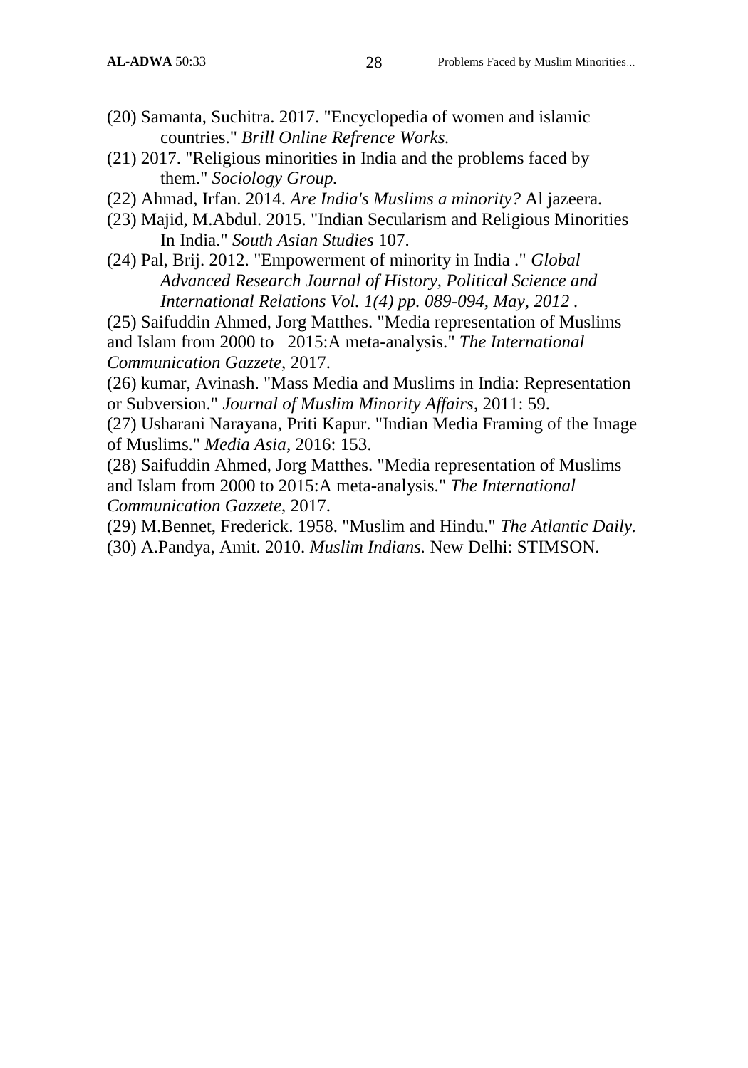(20) Samanta, Suchitra. 2017. "Encyclopedia of women and islamic countries." *Brill Online Refrence Works.*

(21) 2017. "Religious minorities in India and the problems faced by them." *Sociology Group.*

(22) Ahmad, Irfan. 2014. *Are India's Muslims a minority?* Al jazeera.

(23) Majid, M.Abdul. 2015. "Indian Secularism and Religious Minorities In India." *South Asian Studies* 107.

(24) Pal, Brij. 2012. "Empowerment of minority in India ." *Global Advanced Research Journal of History, Political Science and International Relations Vol. 1(4) pp. 089-094, May, 2012 .*

(25) Saifuddin Ahmed, Jorg Matthes. "Media representation of Muslims and Islam from 2000 to 2015:A meta-analysis." *The International Communication Gazzete*, 2017.

(26) kumar, Avinash. "Mass Media and Muslims in India: Representation or Subversion." *Journal of Muslim Minority Affairs*, 2011: 59.

(27) Usharani Narayana, Priti Kapur. "Indian Media Framing of the Image of Muslims." *Media Asia*, 2016: 153.

(28) Saifuddin Ahmed, Jorg Matthes. "Media representation of Muslims and Islam from 2000 to 2015:A meta-analysis." *The International Communication Gazzete*, 2017.

(29) M.Bennet, Frederick. 1958. "Muslim and Hindu." *The Atlantic Daily.*

(30) A.Pandya, Amit. 2010. *Muslim Indians.* New Delhi: STIMSON.